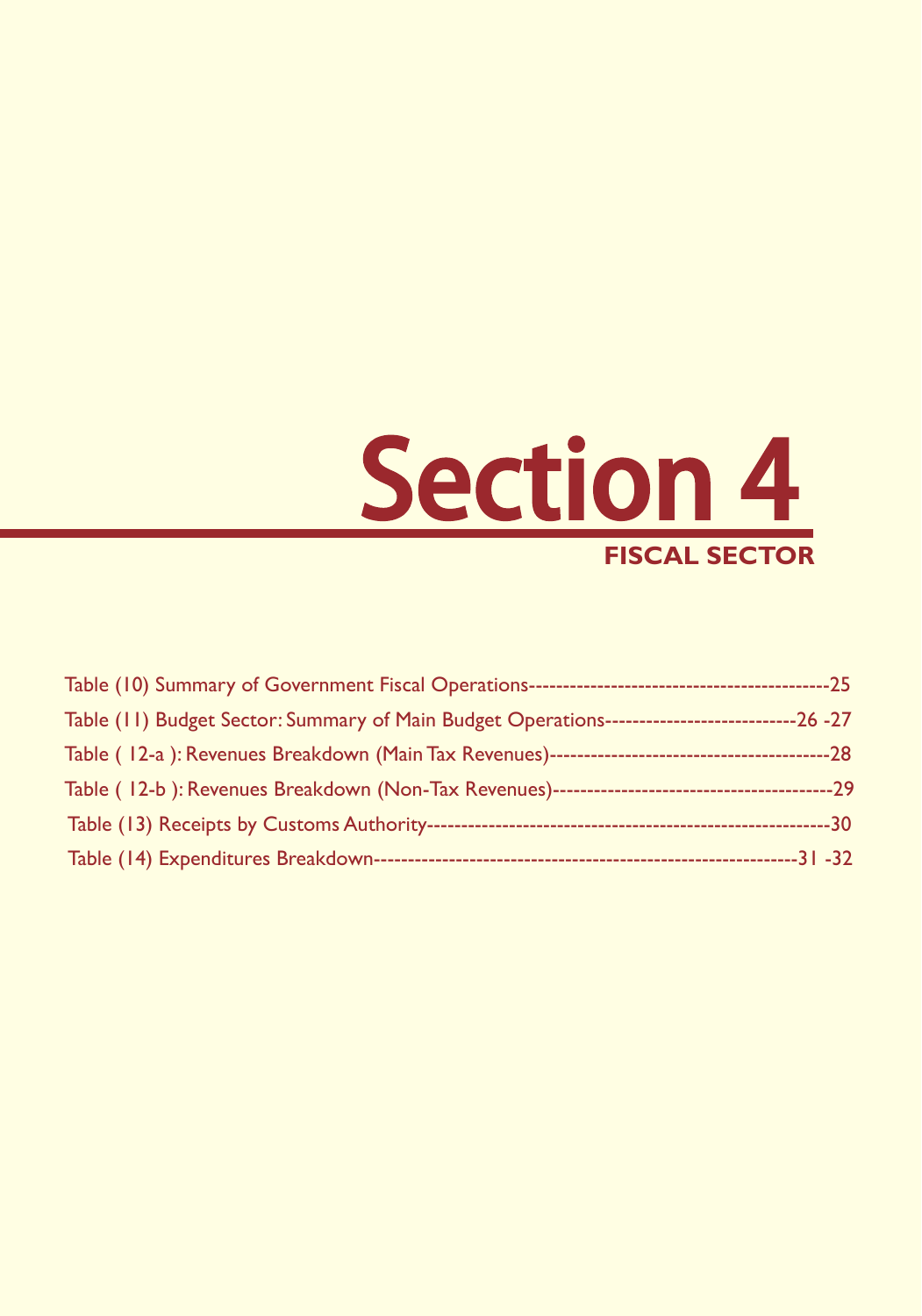# Section 4

## FISCAL SECTOR

Table (10) Summary of Government Fiscal Operations-------------------------------------------25

Table (11) Budget Sector: Summary of Main Budget Operations----------------------------26 -27

Table ( 12-a ): Revenues Breakdown (Main Tax Revenues)----------------------------------------28

Table ( 12-b ): Revenues Breakdown (Non-Tax Revenues)----------------------------------------29

Table (13) Receipts by Customs Authority-----------------------------------------------------------30

Table (14) Expenditures Breakdown-------------------------------------------------------------31 -32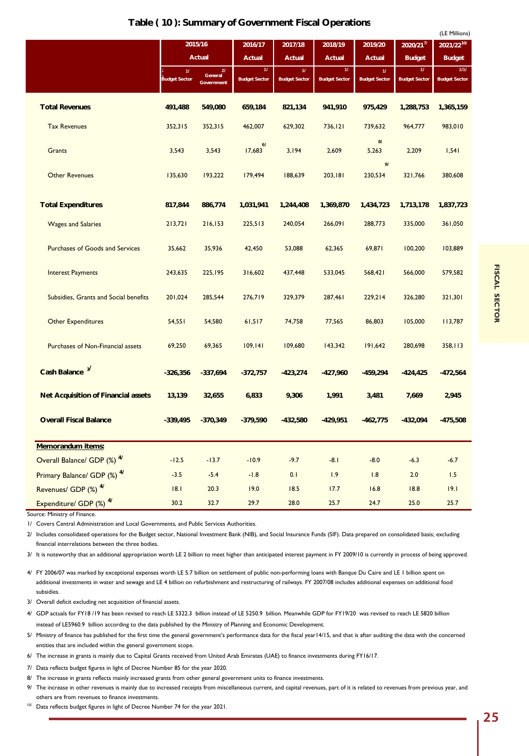## Table ( 10 ): Summary of Government Fiscal Operations

(LE Millions)

| | 2015/16 | | 2016/17 | 2017/18 | 2018/19 | 2019/20 | 2020/21[7/] | 2021/22[10/] |
|---|---|---|---|---|---|---|---|---|
| | Actual | | Actual | Actual | Actual | Actual | Budget | Budget |
| | Budget Sector [1/] | General Government [2/] | Budget Sector [1/] | Budget Sector [1/] | Budget Sector [1/] | Budget Sector [1/] | Budget Sector [1/] | Budget Sector [1/1/] |
| **Total Revenues** | **491,488** | **549,080** | **659,184** | **821,134** | **941,910** | **975,429** | **1,288,753** | **1,365,159** |
| Tax Revenues | 352,315 | 352,315 | 462,007 | 629,302 | 736,121 | 739,632 | 964,777 | 983,010 |
| Grants | 3,543 | 3,543 | 17,683 [6/] | 3,194 | 2,609 | 5,263 [8/] | 2,209 | 1,541 |
| Other Revenues | 135,630 | 193,222 | 179,494 | 188,639 | 203,181 | 230,534 [9/] | 321,766 | 380,608 |
| **Total Expenditures** | **817,844** | **886,774** | **1,031,941** | **1,244,408** | **1,369,870** | **1,434,723** | **1,713,178** | **1,837,723** |
| Wages and Salaries | 213,721 | 216,153 | 225,513 | 240,054 | 266,091 | 288,773 | 335,000 | 361,050 |
| Purchases of Goods and Services | 35,662 | 35,936 | 42,450 | 53,088 | 62,365 | 69,871 | 100,200 | 103,889 |
| Interest Payments | 243,635 | 225,195 | 316,602 | 437,448 | 533,045 | 568,421 | 566,000 | 579,582 |
| Subsidies, Grants and Social benefits | 201,024 | 285,544 | 276,719 | 329,379 | 287,461 | 229,214 | 326,280 | 321,301 |
| Other Expenditures | 54,551 | 54,580 | 61,517 | 74,758 | 77,565 | 86,803 | 105,000 | 113,787 |
| Purchases of Non-Financial assets | 69,250 | 69,365 | 109,141 | 109,680 | 143,342 | 191,642 | 280,698 | 358,113 |
| **Cash Balance [3/]** | **-326,356** | **-337,694** | **-372,757** | **-423,274** | **-427,960** | **-459,294** | **-424,425** | **-472,564** |
| **Net Acquisition of Financial assets** | **13,139** | **32,655** | **6,833** | **9,306** | **1,991** | **3,481** | **7,669** | **2,945** |
| **Overall Fiscal Balance** | **-339,495** | **-370,349** | **-379,590** | **-432,580** | **-429,951** | **-462,775** | **-432,094** | **-475,508** |
| **Memorandum items:** | | | | | | | | |
| Overall Balance/ GDP (%) [4/] | -12.5 | -13.7 | -10.9 | -9.7 | -8.1 | -8.0 | -6.3 | -6.7 |
| Primary Balance/ GDP (%) [4/] | -3.5 | -5.4 | -1.8 | 0.1 | 1.9 | 1.8 | 2.0 | 1.5 |
| Revenues/ GDP (%) [4/] | 18.1 | 20.3 | 19.0 | 18.5 | 17.7 | 16.8 | 18.8 | 19.1 |
| Expenditure/ GDP (%) [4/] | 30.2 | 32.7 | 29.7 | 28.0 | 25.7 | 24.7 | 25.0 | 25.7 |

Source: Ministry of Finance.

1/ Covers Central Administration and Local Governments, and Public Services Authorities.

2/ Includes consolidated operations for the Budget sector, National Investment Bank (NIB), and Social Insurance Funds (SIF). Data prepared on consolidated basis; excluding financial interrelations between the three bodies.

3/ It is noteworthy that an additional appropriation worth LE 2 billion to meet higher than anticipated interest payment in FY 2009/10 is currently in process of being approved.

4/ FY 2006/07 was marked by exceptional expenses worth LE 5.7 billion on settlement of public non-performing loans with Banque Du Caire and LE 1 billion spent on additional investments in water and sewage and LE 4 billion on refurbishment and restructuring of railways. FY 2007/08 includes additional expenses on additional food subsidies.

3/ Overall deficit excluding net acquisition of financial assets.

4/ GDP actuals for FY18 /19 has been revised to reach LE 5322.3 billion instead of LE 5250.9 billion. Meanwhile GDP for FY19/20 was revised to reach LE 5820 billion instead of LE5960.9 billion according to the data published by the Ministry of Planning and Economic Development.

5/ Ministry of finance has published for the first time the general government's performance data for the fiscal year14/15, and that is after auditing the data with the concerned entities that are included within the general government scope.

6/ The increase in grants is mainly due to Capital Grants received from United Arab Emirates (UAE) to finance investments during FY16/17.

7/ Data reflects budget figures in light of Decree Number 85 for the year 2020.

8/ The increase in grants reflects mainly increased grants from other general government units to finance investments.

9/ The increase in other revenues is mainly due to increased receipts from miscellaneous current, and capital revenues, part of it is related to revenues from previous year, and others are from revenues to finance investments.

10/ Data reflects budget figures in light of Decree Number 74 for the year 2021.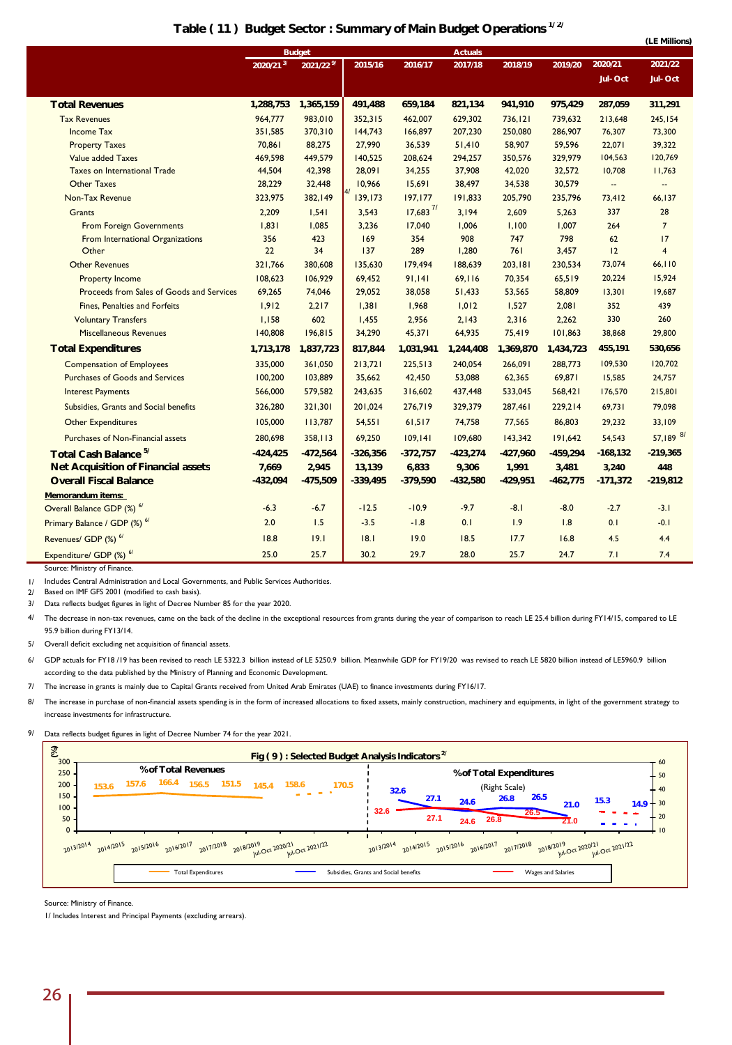## Table ( 11 ) Budget Sector : Summary of Main Budget Operations [1/ 2/]

(LE Millions)

| | Budget | | Actuals | | | | | | |
|---|---|---|---|---|---|---|---|---|---|
| | 2020/21 [3/] | 2021/22 [9/] | 2015/16 | 2016/17 | 2017/18 | 2018/19 | 2019/20 | 2020/21 Jul- Oct | 2021/22 Jul- Oct |
| **Total Revenues** | **1,288,753** | **1,365,159** | **491,488** | **659,184** | **821,134** | **941,910** | **975,429** | **287,059** | **311,291** |
| Tax Revenues | 964,777 | 983,010 | 352,315 | 462,007 | 629,302 | 736,121 | 739,632 | 213,648 | 245,154 |
| Income Tax | 351,585 | 370,310 | 144,743 | 166,897 | 207,230 | 250,080 | 286,907 | 76,307 | 73,300 |
| Property Taxes | 70,861 | 88,275 | 27,990 | 36,539 | 51,410 | 58,907 | 59,596 | 22,071 | 39,322 |
| Value added Taxes | 469,598 | 449,579 | 140,525 | 208,624 | 294,257 | 350,576 | 329,979 | 104,563 | 120,769 |
| Taxes on International Trade | 44,504 | 42,398 | 28,091 | 34,255 | 37,908 | 42,020 | 32,572 | 10,708 | 11,763 |
| Other Taxes | 28,229 | 32,448 | 10,966 | 15,691 | 38,497 | 34,538 | 30,579 | -- | -- |
| Non-Tax Revenue | 323,975 | 382,149 | [4/] 139,173 | 197,177 | 191,833 | 205,790 | 235,796 | 73,412 | 66,137 |
| Grants | 2,209 | 1,541 | 3,543 | 17,683 [7/] | 3,194 | 2,609 | 5,263 | 337 | 28 |
| From Foreign Governments | 1,831 | 1,085 | 3,236 | 17,040 | 1,006 | 1,100 | 1,007 | 264 | 7 |
| From International Organizations | 356 | 423 | 169 | 354 | 908 | 747 | 798 | 62 | 17 |
| Other | 22 | 34 | 137 | 289 | 1,280 | 761 | 3,457 | 12 | 4 |
| Other Revenues | 321,766 | 380,608 | 135,630 | 179,494 | 188,639 | 203,181 | 230,534 | 73,074 | 66,110 |
| Property Income | 108,623 | 106,929 | 69,452 | 91,141 | 69,116 | 70,354 | 65,519 | 20,224 | 15,924 |
| Proceeds from Sales of Goods and Services | 69,265 | 74,046 | 29,052 | 38,058 | 51,433 | 53,565 | 58,809 | 13,301 | 19,687 |
| Fines, Penalties and Forfeits | 1,912 | 2,217 | 1,381 | 1,968 | 1,012 | 1,527 | 2,081 | 352 | 439 |
| Voluntary Transfers | 1,158 | 602 | 1,455 | 2,956 | 2,143 | 2,316 | 2,262 | 330 | 260 |
| Miscellaneous Revenues | 140,808 | 196,815 | 34,290 | 45,371 | 64,935 | 75,419 | 101,863 | 38,868 | 29,800 |
| **Total Expenditures** | **1,713,178** | **1,837,723** | **817,844** | **1,031,941** | **1,244,408** | **1,369,870** | **1,434,723** | **455,191** | **530,656** |
| Compensation of Employees | 335,000 | 361,050 | 213,721 | 225,513 | 240,054 | 266,091 | 288,773 | 109,530 | 120,702 |
| Purchases of Goods and Services | 100,200 | 103,889 | 35,662 | 42,450 | 53,088 | 62,365 | 69,871 | 15,585 | 24,757 |
| Interest Payments | 566,000 | 579,582 | 243,635 | 316,602 | 437,448 | 533,045 | 568,421 | 176,570 | 215,801 |
| Subsidies, Grants and Social benefits | 326,280 | 321,301 | 201,024 | 276,719 | 329,379 | 287,461 | 229,214 | 69,731 | 79,098 |
| Other Expenditures | 105,000 | 113,787 | 54,551 | 61,517 | 74,758 | 77,565 | 86,803 | 29,232 | 33,109 |
| Purchases of Non-Financial assets | 280,698 | 358,113 | 69,250 | 109,141 | 109,680 | 143,342 | 191,642 | 54,543 | 57,189 [8/] |
| **Total Cash Balance [5/]** | **-424,425** | **-472,564** | **-326,356** | **-372,757** | **-423,274** | **-427,960** | **-459,294** | **-168,132** | **-219,365** |
| **Net Acquisition of Financial assets** | **7,669** | **2,945** | **13,139** | **6,833** | **9,306** | **1,991** | **3,481** | **3,240** | **448** |
| **Overall Fiscal Balance** | **-432,094** | **-475,509** | **-339,495** | **-379,590** | **-432,580** | **-429,951** | **-462,775** | **-171,372** | **-219,812** |
| **Memorandum items:** | | | | | | | | | |
| Overall Balance GDP (%) [6/] | -6.3 | -6.7 | -12.5 | -10.9 | -9.7 | -8.1 | -8.0 | -2.7 | -3.1 |
| Primary Balance / GDP (%) [6/] | 2.0 | 1.5 | -3.5 | -1.8 | 0.1 | 1.9 | 1.8 | 0.1 | -0.1 |
| Revenues/ GDP (%) [6/] | 18.8 | 19.1 | 18.1 | 19.0 | 18.5 | 17.7 | 16.8 | 4.5 | 4.4 |
| Expenditure/ GDP (%) [6/] | 25.0 | 25.7 | 30.2 | 29.7 | 28.0 | 25.7 | 24.7 | 7.1 | 7.4 |

Source: Ministry of Finance.

1/ Includes Central Administration and Local Governments, and Public Services Authorities.

2/ Based on IMF GFS 2001 (modified to cash basis).

3/ Data reflects budget figures in light of Decree Number 85 for the year 2020.

4/ The decrease in non-tax revenues, came on the back of the decline in the exceptional resources from grants during the year of comparison to reach LE 25.4 billion during FY14/15, compared to LE 95.9 billion during FY13/14.

5/ Overall deficit excluding net acquisition of financial assets.

6/ GDP actuals for FY18 /19 has been revised to reach LE 5322.3 billion instead of LE 5250.9 billion. Meanwhile GDP for FY19/20 was revised to reach LE 5820 billion instead of LE5960.9 billion according to the data published by the Ministry of Planning and Economic Development.

7/ The increase in grants is mainly due to Capital Grants received from United Arab Emirates (UAE) to finance investments during FY16/17.

8/ The increase in purchase of non-financial assets spending is in the form of increased allocations to fixed assets, mainly construction, machinery and equipments, in light of the government strategy to increase investments for infrastructure.

9/ Data reflects budget figures in light of Decree Number 74 for the year 2021.

### Fig ( 9 ) : Selected Budget Analysis Indicators [2/]

| | 2013/2014 | 2014/2015 | 2015/2016 | 2016/2017 | 2017/2018 | 2018/2019 | Jul-Oct 2020/21 | Jul-Oct 2021/22 |
|---|---|---|---|---|---|---|---|---|
| Total Expenditures (% of Total Revenues) | 153.6 | 157.6 | 166.4 | 156.5 | 151.5 | 145.4 | 158.6 | 170.5 |
| Subsidies, Grants and Social benefits (% of Total Expenditures) | 32.6 | 27.1 | 24.6 | 26.8 | 26.5 | 21.0 | 15.3 | 14.9 |
| Wages and Salaries (% of Total Expenditures) | 32.6 | 27.1 | 24.6 | 26.8 | 26.5 | 21.0 | | |

Source: Ministry of Finance.

1/ Includes Interest and Principal Payments (excluding arrears).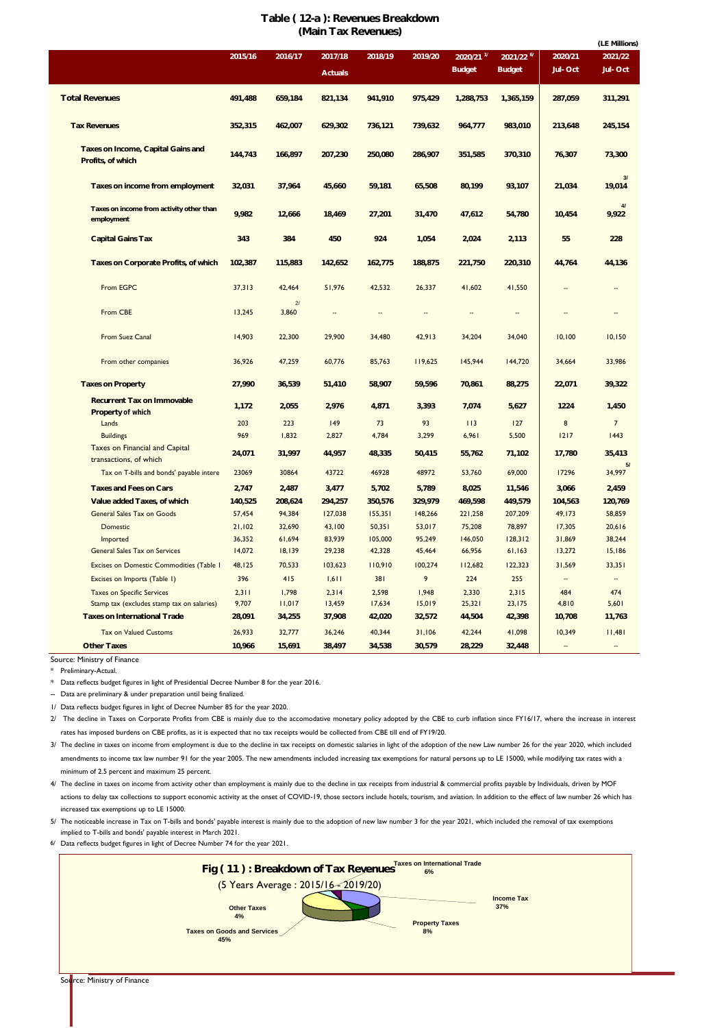# Table ( 12-a ): Revenues Breakdown
## (Main Tax Revenues)

(LE Millions)

| | 2015/16 | 2016/17 | 2017/18 | 2018/19 | 2019/20 | 2020/21 [1/] | 2021/22 [6/] | 2020/21 | 2021/22 |
|---|---|---|---|---|---|---|---|---|---|
| | | | Actuals | | | Budget | Budget | Jul- Oct | Jul- Oct |
| **Total Revenues** | **491,488** | **659,184** | **821,134** | **941,910** | **975,429** | **1,288,753** | **1,365,159** | **287,059** | **311,291** |
| **Tax Revenues** | **352,315** | **462,007** | **629,302** | **736,121** | **739,632** | **964,777** | **983,010** | **213,648** | **245,154** |
| **Taxes on Income, Capital Gains and Profits, of which** | **144,743** | **166,897** | **207,230** | **250,080** | **286,907** | **351,585** | **370,310** | **76,307** | **73,300** |
| **Taxes on income from employment** | **32,031** | **37,964** | **45,660** | **59,181** | **65,508** | **80,199** | **93,107** | **21,034** | **19,014** [3/] |
| **Taxes on income from activity other than employment** | **9,982** | **12,666** | **18,469** | **27,201** | **31,470** | **47,612** | **54,780** | **10,454** | **9,922** [4/] |
| **Capital Gains Tax** | **343** | **384** | **450** | **924** | **1,054** | **2,024** | **2,113** | **55** | **228** |
| **Taxes on Corporate Profits, of which** | **102,387** | **115,883** | **142,652** | **162,775** | **188,875** | **221,750** | **220,310** | **44,764** | **44,136** |
| From EGPC | 37,313 | 42,464 | 51,976 | 42,532 | 26,337 | 41,602 | 41,550 | -- | -- |
| From CBE | 13,245 | 3,860 [2/] | -- | -- | -- | -- | -- | -- | -- |
| From Suez Canal | 14,903 | 22,300 | 29,900 | 34,480 | 42,913 | 34,204 | 34,040 | 10,100 | 10,150 |
| From other companies | 36,926 | 47,259 | 60,776 | 85,763 | 119,625 | 145,944 | 144,720 | 34,664 | 33,986 |
| **Taxes on Property** | **27,990** | **36,539** | **51,410** | **58,907** | **59,596** | **70,861** | **88,275** | **22,071** | **39,322** |
| **Recurrent Tax on Immovable Property of which** | **1,172** | **2,055** | **2,976** | **4,871** | **3,393** | **7,074** | **5,627** | **1224** | **1,450** |
| Lands | 203 | 223 | 149 | 73 | 93 | 113 | 127 | 8 | 7 |
| Buildings | 969 | 1,832 | 2,827 | 4,784 | 3,299 | 6,961 | 5,500 | 1217 | 1443 |
| Taxes on Financial and Capital transactions, of which | **24,071** | **31,997** | **44,957** | **48,335** | **50,415** | **55,762** | **71,102** | **17,780** | **35,413** |
| Tax on T-bills and bonds' payable intere | 23069 | 30864 | 43722 | 46928 | 48972 | 53,760 | 69,000 | 17296 | 34,997 [5/] |
| **Taxes and Fees on Cars** | **2,747** | **2,487** | **3,477** | **5,702** | **5,789** | **8,025** | **11,546** | **3,066** | **2,459** |
| **Value added Taxes, of which** | **140,525** | **208,624** | **294,257** | **350,576** | **329,979** | **469,598** | **449,579** | **104,563** | **120,769** |
| General Sales Tax on Goods | 57,454 | 94,384 | 127,038 | 155,351 | 148,266 | 221,258 | 207,209 | 49,173 | 58,859 |
| Domestic | 21,102 | 32,690 | 43,100 | 50,351 | 53,017 | 75,208 | 78,897 | 17,305 | 20,616 |
| Imported | 36,352 | 61,694 | 83,939 | 105,000 | 95,249 | 146,050 | 128,312 | 31,869 | 38,244 |
| General Sales Tax on Services | 14,072 | 18,139 | 29,238 | 42,328 | 45,464 | 66,956 | 61,163 | 13,272 | 15,186 |
| Excises on Domestic Commodities (Table I | 48,125 | 70,533 | 103,623 | 110,910 | 100,274 | 112,682 | 122,323 | 31,569 | 33,351 |
| Excises on Imports (Table I) | 396 | 415 | 1,611 | 381 | 9 | 224 | 255 | -- | -- |
| Taxes on Specific Services | 2,311 | 1,798 | 2,314 | 2,598 | 1,948 | 2,330 | 2,315 | 484 | 474 |
| Stamp tax (excludes stamp tax on salaries) | 9,707 | 11,017 | 13,459 | 17,634 | 15,019 | 25,321 | 23,175 | 4,810 | 5,601 |
| **Taxes on International Trade** | **28,091** | **34,255** | **37,908** | **42,020** | **32,572** | **44,504** | **42,398** | **10,708** | **11,763** |
| Tax on Valued Customs | 26,933 | 32,777 | 36,246 | 40,344 | 31,106 | 42,244 | 41,098 | 10,349 | 11,481 |
| **Other Taxes** | **10,966** | **15,691** | **38,497** | **34,538** | **30,579** | **28,229** | **32,448** | -- | -- |

Source: Ministry of Finance

\* Preliminary-Actual.

\* Data reflects budget figures in light of Presidential Decree Number 8 for the year 2016.

-- Data are preliminary & under preparation until being finalized.

1/ Data reflects budget figures in light of Decree Number 85 for the year 2020.

2/ The decline in Taxes on Corporate Profits from CBE is mainly due to the accomodative monetary policy adopted by the CBE to curb inflation since FY16/17, where the increase in interest rates has imposed burdens on CBE profits, as it is expected that no tax receipts would be collected from CBE till end of FY19/20.

3/ The decline in taxes on income from employment is due to the decline in tax receipts on domestic salaries in light of the adoption of the new Law number 26 for the year 2020, which included amendments to income tax law number 91 for the year 2005. The new amendments included increasing tax exemptions for natural persons up to LE 15000, while modifying tax rates with a minimum of 2.5 percent and maximum 25 percent.

4/ The decline in taxes on income from activity other than employment is mainly due to the decline in tax receipts from industrial & commercial profits payable by Individuals, driven by MOF actions to delay tax collections to support economic activity at the onset of COVID-19, those sectors include hotels, tourism, and aviation. In addition to the effect of law number 26 which has increased tax exemptions up to LE 15000.

5/ The noticeable increase in Tax on T-bills and bonds' payable interest is mainly due to the adoption of new law number 3 for the year 2021, which included the removal of tax exemptions implied to T-bills and bonds' payable interest in March 2021.

6/ Data reflects budget figures in light of Decree Number 74 for the year 2021.

## Fig ( 11 ) : Breakdown of Tax Revenues

(5 Years Average : 2015/16 - 2019/20)

- Taxes on International Trade 6%
- Income Tax 37%
- Property Taxes 8%
- Taxes on Goods and Services 45%
- Other Taxes 4%

Source: Ministry of Finance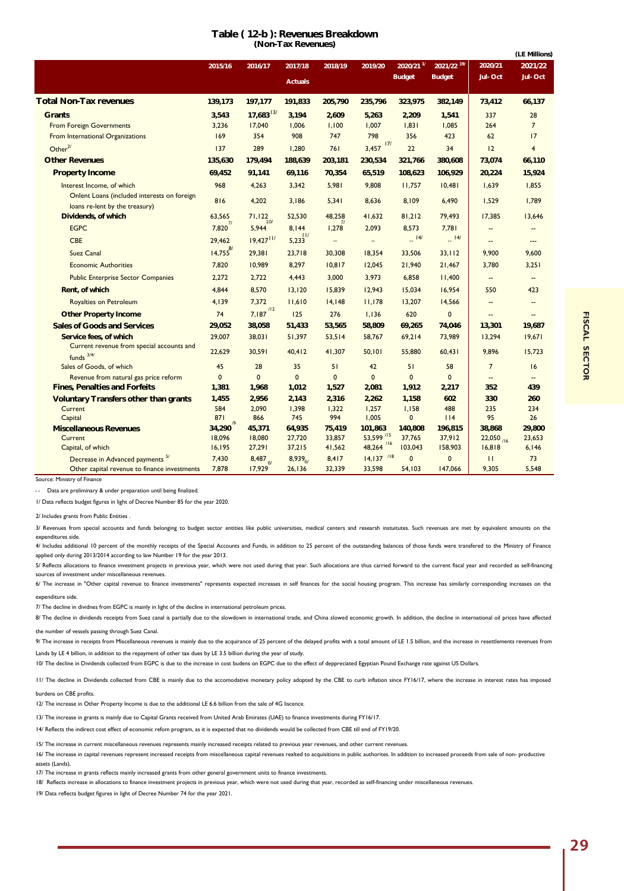## Table ( 12-b ): Revenues Breakdown
### (Non-Tax Revenues)

(LE Millions)

| | 2015/16 | 2016/17 | 2017/18 | 2018/19 | 2019/20 | 2020/21 [1/] | 2021/22 [19/] | 2020/21 | 2021/22 |
|---|---|---|---|---|---|---|---|---|---|
| | | | Actuals | | | Budget | Budget | Jul- Oct | Jul- Oct |
| **Total Non-Tax revenues** | **139,173** | **197,177** | **191,833** | **205,790** | **235,796** | **323,975** | **382,149** | **73,412** | **66,137** |
| **Grants** | **3,543** | **17,683** [13/] | **3,194** | **2,609** | **5,263** | **2,209** | **1,541** | **337** | **28** |
| From Foreign Governments | 3,236 | 17,040 | 1,006 | 1,100 | 1,007 | 1,831 | 1,085 | 264 | 7 |
| From International Organizations | 169 | 354 | 908 | 747 | 798 | 356 | 423 | 62 | 17 |
| Other [2/] | 137 | 289 | 1,280 | 761 | 3,457 [17/] | 22 | 34 | 12 | 4 |
| **Other Revenues** | **135,630** | **179,494** | **188,639** | **203,181** | **230,534** | **321,766** | **380,608** | **73,074** | **66,110** |
| **Property Income** | **69,452** | **91,141** | **69,116** | **70,354** | **65,519** | **108,623** | **106,929** | **20,224** | **15,924** |
| Interest Income, of which | 968 | 4,263 | 3,342 | 5,981 | 9,808 | 11,757 | 10,481 | 1,639 | 1,855 |
| Onlent Loans (included interests on foreign loans re-lent by the treasury) | 816 | 4,202 | 3,186 | 5,341 | 8,636 | 8,109 | 6,490 | 1,529 | 1,789 |
| **Dividends, of which** | 63,565 | 71,122 | 52,530 | 48,258 | 41,632 | 81,212 | 79,493 | 17,385 | 13,646 |
| EGPC | 7,820 [7/] | 5,944 [10/] | 8,144 | 1,278 [7/] | 2,093 | 8,573 | 7,781 | -- | -- |
| CBE | 29,462 | 19,427 [11/] | 5,233 [11/] | -- | -- | -- [14/] | -- [14/] | -- | --- |
| Suez Canal | 14,755 [8/] | 29,381 | 23,718 | 30,308 | 18,354 | 33,506 | 33,112 | 9,900 | 9,600 |
| Economic Authorities | 7,820 | 10,989 | 8,297 | 10,817 | 12,045 | 21,940 | 21,467 | 3,780 | 3,251 |
| Public Enterprise Sector Companies | 2,272 | 2,722 | 4,443 | 3,000 | 3,973 | 6,858 | 11,400 | -- | -- |
| **Rent, of which** | 4,844 | 8,570 | 13,120 | 15,839 | 12,943 | 15,034 | 16,954 | 550 | 423 |
| Royalties on Petroleum | 4,139 | 7,372 | 11,610 | 14,148 | 11,178 | 13,207 | 14,566 | -- | -- |
| **Other Property Income** | 74 | 7,187 [12/] | 125 | 276 | 1,136 | 620 | 0 | -- | -- |
| **Sales of Goods and Services** | **29,052** | **38,058** | **51,433** | **53,565** | **58,809** | **69,265** | **74,046** | **13,301** | **19,687** |
| **Service fees, of which** | 29,007 | 38,031 | 51,397 | 53,514 | 58,767 | 69,214 | 73,989 | 13,294 | 19,671 |
| Current revenue from special accounts and funds [3/4/] | 22,629 | 30,591 | 40,412 | 41,307 | 50,101 | 55,880 | 60,431 | 9,896 | 15,723 |
| Sales of Goods, of which | 45 | 28 | 35 | 51 | 42 | 51 | 58 | 7 | 16 |
| Revenue from natural gas price reform | 0 | 0 | 0 | 0 | 0 | 0 | 0 | -- | -- |
| **Fines, Penalties and Forfeits** | **1,381** | **1,968** | **1,012** | **1,527** | **2,081** | **1,912** | **2,217** | **352** | **439** |
| **Voluntary Transfers other than grants** | **1,455** | **2,956** | **2,143** | **2,316** | **2,262** | **1,158** | **602** | **330** | **260** |
| Current | 584 | 2,090 | 1,398 | 1,322 | 1,257 | 1,158 | 488 | 235 | 234 |
| Capital | 871 | 866 | 745 | 994 | 1,005 | 0 | 114 | 95 | 26 |
| **Miscellaneous Revenues** | **34,290** [9/] | **45,371** | **64,935** | **75,419** | **101,863** | **140,808** | **196,815** | **38,868** | **29,800** |
| Current | 18,096 | 18,080 | 27,720 | 33,857 | 53,599 [15/] | 37,765 | 37,912 | 22,050 [16/] | 23,653 |
| Capital, of which | 16,195 | 27,291 | 37,215 | 41,562 | 48,264 [16/] | 103,043 | 158,903 | 16,818 | 6,146 |
| Decrease in Advanced payments [5/] | 7,430 | 8,487 [6/] | 8,939 [6/] | 8,417 | 14,137 [18/] | 0 | 0 | 11 | 73 |
| Other capital revenue to finance investments | 7,878 | 17,929 | 26,136 | 32,339 | 33,598 | 54,103 | 147,066 | 9,305 | 5,548 |

Source: Ministry of Finance

-- Data are preliminary & under preparation until being finalized.

1/ Data reflects budget figures in light of Decree Number 85 for the year 2020.

2/ Includes grants from Public Entities .

3/ Revenues from special accounts and funds belonging to budget sector entities like public universities, medical centers and researsh instuitutes. Such revenues are met by equivalent amounts on the expenditures side.

4/ Includes additional 10 percent of the monthly receipts of the Special Accounts and Funds, in addition to 25 percent of the outstanding balances of those funds were transfered to the Ministry of Finance applied only during 2013/2014 according to law Number 19 for the year 2013.

5/ Reflects allocations to finance investment projects in previous year, which were not used during that year. Such allocations are thus carried forward to the current fiscal year and recorded as self-financing sources of investment under miscellaneous revenues.

6/ The increase in "Other capital revenue to finance investments" represents expected increases in self finances for the social housing program. This increase has similarly corresponding increases on the expenditure side.

7/ The decline in dividnes from EGPC is mainly in light of the decline in international petroleum prices.

8/ The decline in dividends receipts from Suez canal is partially due to the slowdown in international trade, and China slowed economic growth. In addition, the decline in international oil prices have affected the number of vessels passing through Suez Canal.

9/ The increase in receipts from Miscellaneous revenues is mainly due to the acquirance of 25 percent of the delayed profits with a total amount of LE 1.5 billion, and the increase in resettlements revenues from Lands by LE 4 billion, in addition to the repayment of other tax dues by LE 3.5 billion during the year of study.

10/ The decline in Dividends collected from EGPC is due to the increase in cost budens on EGPC due to the effect of depprecíated Egyptian Pound Exchange rate against US Dollars.

11/ The decline in Dividends collected from CBE is mainly due to the accomodative monetary policy adopted by the CBE to curb inflation since FY16/17, where the increase in interest rates has imposed burdens on CBE profits.

12/ The increase in Other Property Income is due to the additional LE 6.6 billion from the sale of 4G liscence.

13/ The increase in grants is mainly due to Capital Grants received from United Arab Emirates (UAE) to finance investments during FY16/17.

14/ Reflects the indirect cost effect of economic refom program, as it is expected that no dividends would be collected from CBE till end of FY19/20.

15/ The increase in current miscellaneous revenues represents mainly increased receipts related to previous year revenues, and other current revenues.

16/ The increase in capital revenues represent increased receipts from miscellaneous capital revenues realted to acquisitions in public authorites. In addition to increased proceeds from sale of non- productive assets (Lands).

17/ The increase in grants reflects mainly increased grants from other general government units to finance investments.

18/ Reflects increase in allocations to finance investment projects in previous year, which were not used during that year, recorded as self-financing under miscellaneous revenues.

19/ Data reflects budget figures in light of Decree Number 74 for the year 2021.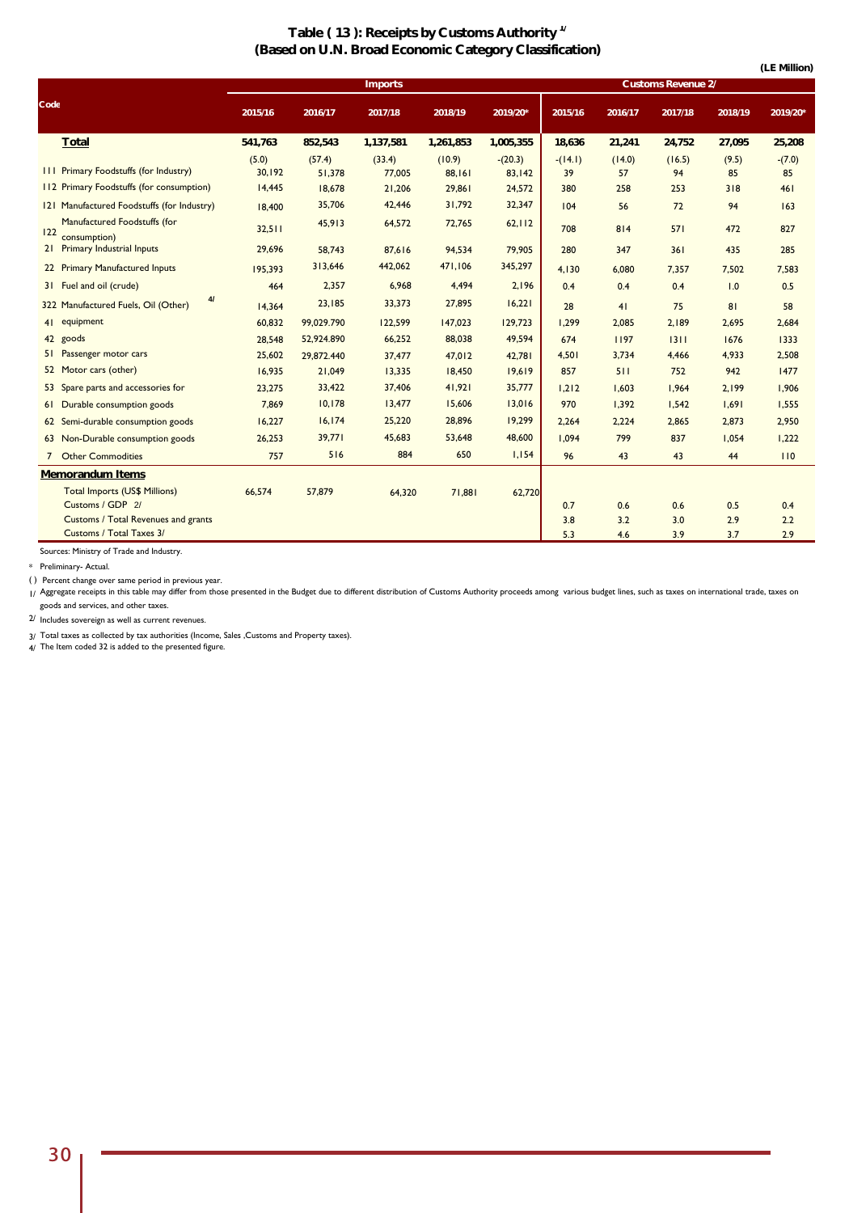# Table ( 13 ): Receipts by Customs Authority 1/

## (Based on U.N. Broad Economic Category Classification)

(LE Million)

| Code | Imports | | | | | Customs Revenue 2/ | | | | |
|---|---|---|---|---|---|---|---|---|---|---|
| | 2015/16 | 2016/17 | 2017/18 | 2018/19 | 2019/20* | 2015/16 | 2016/17 | 2017/18 | 2018/19 | 2019/20* |
| **Total** | **541,763** | **852,543** | **1,137,581** | **1,261,853** | **1,005,355** | **18,636** | **21,241** | **24,752** | **27,095** | **25,208** |
| | (5.0) | (57.4) | (33.4) | (10.9) | -(20.3) | -(14.1) | (14.0) | (16.5) | (9.5) | -(7.0) |
| 111 Primary Foodstuffs (for Industry) | 30,192 | 51,378 | 77,005 | 88,161 | 83,142 | 39 | 57 | 94 | 85 | 85 |
| 112 Primary Foodstuffs (for consumption) | 14,445 | 18,678 | 21,206 | 29,861 | 24,572 | 380 | 258 | 253 | 318 | 461 |
| 121 Manufactured Foodstuffs (for Industry) | 18,400 | 35,706 | 42,446 | 31,792 | 32,347 | 104 | 56 | 72 | 94 | 163 |
| 122 Manufactured Foodstuffs (for consumption) | 32,511 | 45,913 | 64,572 | 72,765 | 62,112 | 708 | 814 | 571 | 472 | 827 |
| 21 Primary Industrial Inputs | 29,696 | 58,743 | 87,616 | 94,534 | 79,905 | 280 | 347 | 361 | 435 | 285 |
| 22 Primary Manufactured Inputs | 195,393 | 313,646 | 442,062 | 471,106 | 345,297 | 4,130 | 6,080 | 7,357 | 7,502 | 7,583 |
| 31 Fuel and oil (crude) | 464 | 2,357 | 6,968 | 4,494 | 2,196 | 0.4 | 0.4 | 0.4 | 1.0 | 0.5 |
| 322 Manufactured Fuels, Oil (Other) 4/ | 14,364 | 23,185 | 33,373 | 27,895 | 16,221 | 28 | 41 | 75 | 81 | 58 |
| 41 equipment | 60,832 | 99,029.790 | 122,599 | 147,023 | 129,723 | 1,299 | 2,085 | 2,189 | 2,695 | 2,684 |
| 42 goods | 28,548 | 52,924.890 | 66,252 | 88,038 | 49,594 | 674 | 1197 | 1311 | 1676 | 1333 |
| 51 Passenger motor cars | 25,602 | 29,872.440 | 37,477 | 47,012 | 42,781 | 4,501 | 3,734 | 4,466 | 4,933 | 2,508 |
| 52 Motor cars (other) | 16,935 | 21,049 | 13,335 | 18,450 | 19,619 | 857 | 511 | 752 | 942 | 1477 |
| 53 Spare parts and accessories for | 23,275 | 33,422 | 37,406 | 41,921 | 35,777 | 1,212 | 1,603 | 1,964 | 2,199 | 1,906 |
| 61 Durable consumption goods | 7,869 | 10,178 | 13,477 | 15,606 | 13,016 | 970 | 1,392 | 1,542 | 1,691 | 1,555 |
| 62 Semi-durable consumption goods | 16,227 | 16,174 | 25,220 | 28,896 | 19,299 | 2,264 | 2,224 | 2,865 | 2,873 | 2,950 |
| 63 Non-Durable consumption goods | 26,253 | 39,771 | 45,683 | 53,648 | 48,600 | 1,094 | 799 | 837 | 1,054 | 1,222 |
| 7 Other Commodities | 757 | 516 | 884 | 650 | 1,154 | 96 | 43 | 43 | 44 | 110 |
| **Memorandum Items** | | | | | | | | | | |
| Total Imports (US$ Millions) | 66,574 | 57,879 | 64,320 | 71,881 | 62,720 | | | | | |
| Customs / GDP 2/ | | | | | | 0.7 | 0.6 | 0.6 | 0.5 | 0.4 |
| Customs / Total Revenues and grants | | | | | | 3.8 | 3.2 | 3.0 | 2.9 | 2.2 |
| Customs / Total Taxes 3/ | | | | | | 5.3 | 4.6 | 3.9 | 3.7 | 2.9 |

Sources: Ministry of Trade and Industry.

\* Preliminary- Actual.

( ) Percent change over same period in previous year.

1/ Aggregate receipts in this table may differ from those presented in the Budget due to different distribution of Customs Authority proceeds among various budget lines, such as taxes on international trade, taxes on goods and services, and other taxes.

2/ Includes sovereign as well as current revenues.

3/ Total taxes as collected by tax authorities (Income, Sales ,Customs and Property taxes).

4/ The Item coded 32 is added to the presented figure.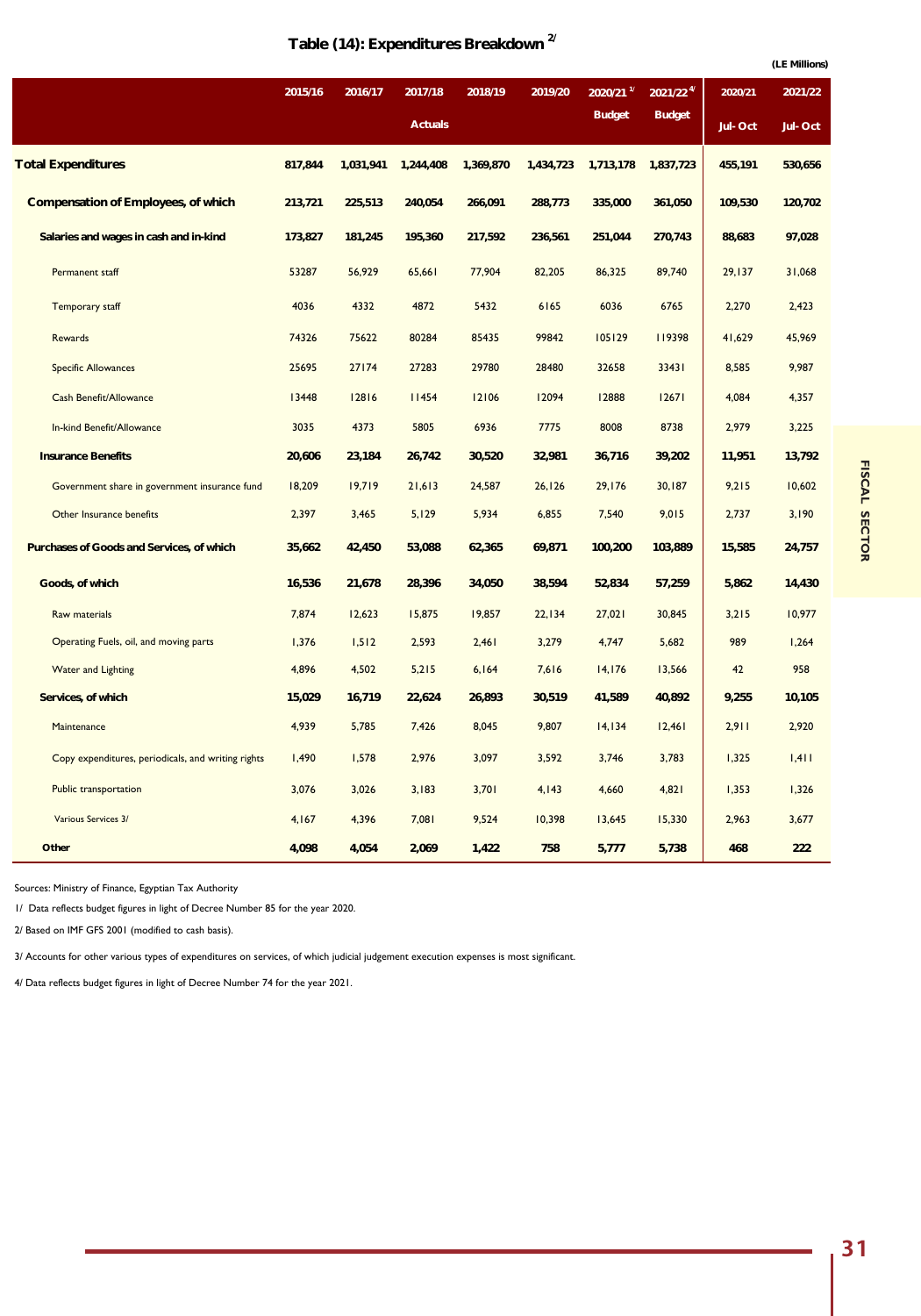# Table (14): Expenditures Breakdown [2/]

(LE Millions)

| | 2015/16 | 2016/17 | 2017/18 | 2018/19 | 2019/20 | 2020/21 [1/] | 2021/22 [4/] | 2020/21 | 2021/22 |
|---|---|---|---|---|---|---|---|---|---|
| | | | Actuals | | | Budget | Budget | Jul- Oct | Jul- Oct |
| **Total Expenditures** | **817,844** | **1,031,941** | **1,244,408** | **1,369,870** | **1,434,723** | **1,713,178** | **1,837,723** | **455,191** | **530,656** |
| **Compensation of Employees, of which** | **213,721** | **225,513** | **240,054** | **266,091** | **288,773** | **335,000** | **361,050** | **109,530** | **120,702** |
| **Salaries and wages in cash and in-kind** | **173,827** | **181,245** | **195,360** | **217,592** | **236,561** | **251,044** | **270,743** | **88,683** | **97,028** |
| Permanent staff | 53287 | 56,929 | 65,661 | 77,904 | 82,205 | 86,325 | 89,740 | 29,137 | 31,068 |
| Temporary staff | 4036 | 4332 | 4872 | 5432 | 6165 | 6036 | 6765 | 2,270 | 2,423 |
| Rewards | 74326 | 75622 | 80284 | 85435 | 99842 | 105129 | 119398 | 41,629 | 45,969 |
| Specific Allowances | 25695 | 27174 | 27283 | 29780 | 28480 | 32658 | 33431 | 8,585 | 9,987 |
| Cash Benefit/Allowance | 13448 | 12816 | 11454 | 12106 | 12094 | 12888 | 12671 | 4,084 | 4,357 |
| In-kind Benefit/Allowance | 3035 | 4373 | 5805 | 6936 | 7775 | 8008 | 8738 | 2,979 | 3,225 |
| **Insurance Benefits** | **20,606** | **23,184** | **26,742** | **30,520** | **32,981** | **36,716** | **39,202** | **11,951** | **13,792** |
| Government share in government insurance fund | 18,209 | 19,719 | 21,613 | 24,587 | 26,126 | 29,176 | 30,187 | 9,215 | 10,602 |
| Other Insurance benefits | 2,397 | 3,465 | 5,129 | 5,934 | 6,855 | 7,540 | 9,015 | 2,737 | 3,190 |
| **Purchases of Goods and Services, of which** | **35,662** | **42,450** | **53,088** | **62,365** | **69,871** | **100,200** | **103,889** | **15,585** | **24,757** |
| **Goods, of which** | **16,536** | **21,678** | **28,396** | **34,050** | **38,594** | **52,834** | **57,259** | **5,862** | **14,430** |
| Raw materials | 7,874 | 12,623 | 15,875 | 19,857 | 22,134 | 27,021 | 30,845 | 3,215 | 10,977 |
| Operating Fuels, oil, and moving parts | 1,376 | 1,512 | 2,593 | 2,461 | 3,279 | 4,747 | 5,682 | 989 | 1,264 |
| Water and Lighting | 4,896 | 4,502 | 5,215 | 6,164 | 7,616 | 14,176 | 13,566 | 42 | 958 |
| **Services, of which** | **15,029** | **16,719** | **22,624** | **26,893** | **30,519** | **41,589** | **40,892** | **9,255** | **10,105** |
| Maintenance | 4,939 | 5,785 | 7,426 | 8,045 | 9,807 | 14,134 | 12,461 | 2,911 | 2,920 |
| Copy expenditures, periodicals, and writing rights | 1,490 | 1,578 | 2,976 | 3,097 | 3,592 | 3,746 | 3,783 | 1,325 | 1,411 |
| Public transportation | 3,076 | 3,026 | 3,183 | 3,701 | 4,143 | 4,660 | 4,821 | 1,353 | 1,326 |
| Various Services 3/ | 4,167 | 4,396 | 7,081 | 9,524 | 10,398 | 13,645 | 15,330 | 2,963 | 3,677 |
| **Other** | **4,098** | **4,054** | **2,069** | **1,422** | **758** | **5,777** | **5,738** | **468** | **222** |

Sources: Ministry of Finance, Egyptian Tax Authority

1/ Data reflects budget figures in light of Decree Number 85 for the year 2020.

2/ Based on IMF GFS 2001 (modified to cash basis).

3/ Accounts for other various types of expenditures on services, of which judicial judgement execution expenses is most significant.

4/ Data reflects budget figures in light of Decree Number 74 for the year 2021.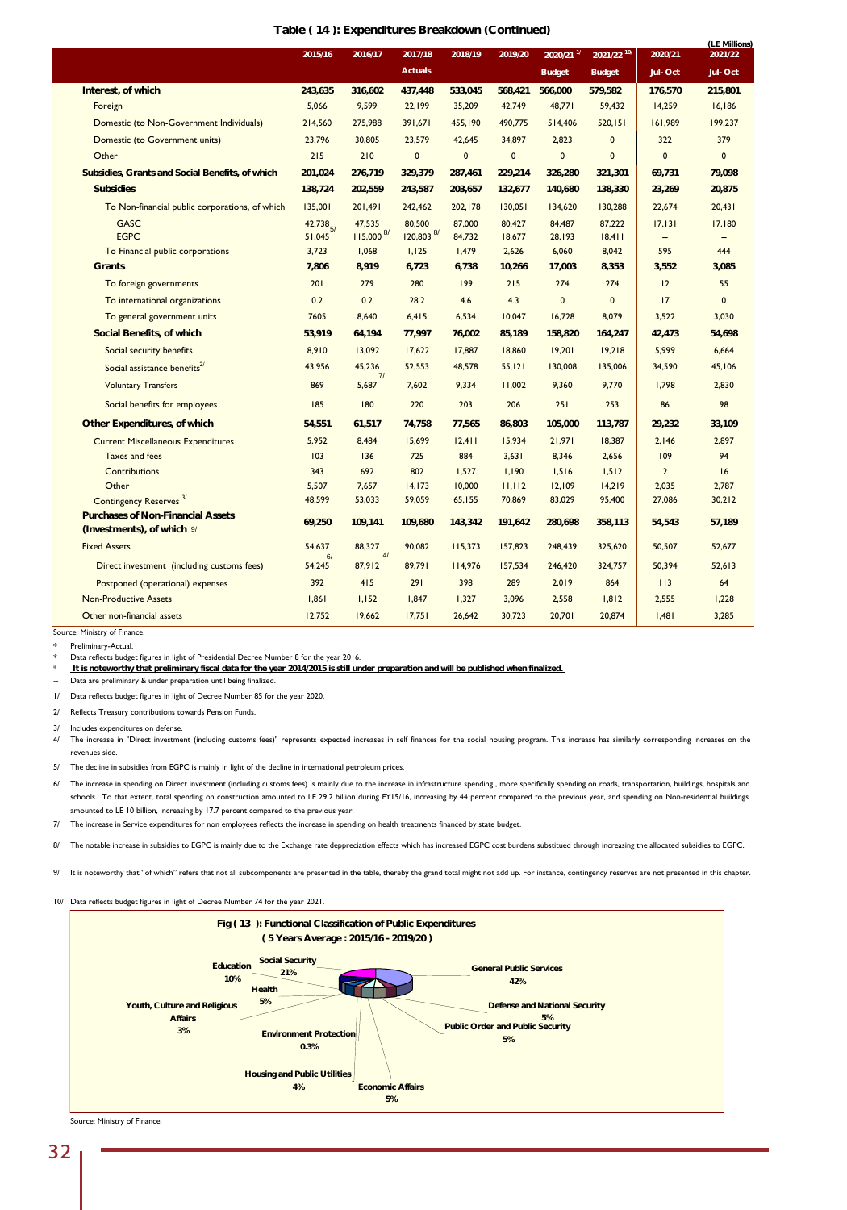**Table ( 14 ): Expenditures Breakdown (Continued)**

(LE Millions)

| | 2015/16 | 2016/17 | 2017/18 | 2018/19 | 2019/20 | 2020/21 [1/] | 2021/22 [10/] | 2020/21 | 2021/22 |
|---|---|---|---|---|---|---|---|---|---|
| | | | Actuals | | | Budget | Budget | Jul- Oct | Jul- Oct |
| **Interest, of which** | **243,635** | **316,602** | **437,448** | **533,045** | **568,421** | **566,000** | **579,582** | **176,570** | **215,801** |
| Foreign | 5,066 | 9,599 | 22,199 | 35,209 | 42,749 | 48,771 | 59,432 | 14,259 | 16,186 |
| Domestic (to Non-Government Individuals) | 214,560 | 275,988 | 391,671 | 455,190 | 490,775 | 514,406 | 520,151 | 161,989 | 199,237 |
| Domestic (to Government units) | 23,796 | 30,805 | 23,579 | 42,645 | 34,897 | 2,823 | 0 | 322 | 379 |
| Other | 215 | 210 | 0 | 0 | 0 | 0 | 0 | 0 | 0 |
| **Subsidies, Grants and Social Benefits, of which** | **201,024** | **276,719** | **329,379** | **287,461** | **229,214** | **326,280** | **321,301** | **69,731** | **79,098** |
| **Subsidies** | **138,724** | **202,559** | **243,587** | **203,657** | **132,677** | **140,680** | **138,330** | **23,269** | **20,875** |
| To Non-financial public corporations, of which | 135,001 | 201,491 | 242,462 | 202,178 | 130,051 | 134,620 | 130,288 | 22,674 | 20,431 |
| GASC | 42,738 [5/] | 47,535 | 80,500 | 87,000 | 80,427 | 84,487 | 87,222 | 17,131 | 17,180 |
| EGPC | 51,045 | 115,000 [8/] | 120,803 [8/] | 84,732 | 18,677 | 28,193 | 18,411 | -- | -- |
| To Financial public corporations | 3,723 | 1,068 | 1,125 | 1,479 | 2,626 | 6,060 | 8,042 | 595 | 444 |
| **Grants** | **7,806** | **8,919** | **6,723** | **6,738** | **10,266** | **17,003** | **8,353** | **3,552** | **3,085** |
| To foreign governments | 201 | 279 | 280 | 199 | 215 | 274 | 274 | 12 | 55 |
| To international organizations | 0.2 | 0.2 | 28.2 | 4.6 | 4.3 | 0 | 0 | 17 | 0 |
| To general government units | 7605 | 8,640 | 6,415 | 6,534 | 10,047 | 16,728 | 8,079 | 3,522 | 3,030 |
| **Social Benefits, of which** | **53,919** | **64,194** | **77,997** | **76,002** | **85,189** | **158,820** | **164,247** | **42,473** | **54,698** |
| Social security benefits | 8,910 | 13,092 | 17,622 | 17,887 | 18,860 | 19,201 | 19,218 | 5,999 | 6,664 |
| Social assistance benefits [2/] | 43,956 | 45,236 [7/] | 52,553 | 48,578 | 55,121 | 130,008 | 135,006 | 34,590 | 45,106 |
| Voluntary Transfers | 869 | 5,687 | 7,602 | 9,334 | 11,002 | 9,360 | 9,770 | 1,798 | 2,830 |
| Social benefits for employees | 185 | 180 | 220 | 203 | 206 | 251 | 253 | 86 | 98 |
| **Other Expenditures, of which** | **54,551** | **61,517** | **74,758** | **77,565** | **86,803** | **105,000** | **113,787** | **29,232** | **33,109** |
| Current Miscellaneous Expenditures | 5,952 | 8,484 | 15,699 | 12,411 | 15,934 | 21,971 | 18,387 | 2,146 | 2,897 |
| Taxes and fees | 103 | 136 | 725 | 884 | 3,631 | 8,346 | 2,656 | 109 | 94 |
| Contributions | 343 | 692 | 802 | 1,527 | 1,190 | 1,516 | 1,512 | 2 | 16 |
| Other | 5,507 | 7,657 | 14,173 | 10,000 | 11,112 | 12,109 | 14,219 | 2,035 | 2,787 |
| Contingency Reserves [3/] | 48,599 | 53,033 | 59,059 | 65,155 | 70,869 | 83,029 | 95,400 | 27,086 | 30,212 |
| **Purchases of Non-Financial Assets (Investments), of which** [9/] | **69,250** | **109,141** | **109,680** | **143,342** | **191,642** | **280,698** | **358,113** | **54,543** | **57,189** |
| Fixed Assets | 54,637 | 88,327 | 90,082 | 115,373 | 157,823 | 248,439 | 325,620 | 50,507 | 52,677 |
| Direct investment (including customs fees) | 54,245 [6/] | 87,912 [4/] | 89,791 | 114,976 | 157,534 | 246,420 | 324,757 | 50,394 | 52,613 |
| Postponed (operational) expenses | 392 | 415 | 291 | 398 | 289 | 2,019 | 864 | 113 | 64 |
| Non-Productive Assets | 1,861 | 1,152 | 1,847 | 1,327 | 3,096 | 2,558 | 1,812 | 2,555 | 1,228 |
| Other non-financial assets | 12,752 | 19,662 | 17,751 | 26,642 | 30,723 | 20,701 | 20,874 | 1,481 | 3,285 |

Source: Ministry of Finance.

\* Preliminary-Actual.

\* Data reflects budget figures in light of Presidential Decree Number 8 for the year 2016.

\* **It is noteworthy that preliminary fiscal data for the year 2014/2015 is still under preparation and will be published when finalized.**

-- Data are preliminary & under preparation until being finalized.

1/ Data reflects budget figures in light of Decree Number 85 for the year 2020.

2/ Reflects Treasury contributions towards Pension Funds.

3/ Includes expenditures on defense.

4/ The increase in "Direct investment (including customs fees)" represents expected increases in self finances for the social housing program. This increase has similarly corresponding increases on the revenues side.

5/ The decline in subsidies from EGPC is mainly in light of the decline in international petroleum prices.

6/ The increase in spending on Direct investment (including customs fees) is mainly due to the increase in infrastructure spending , more specifically spending on roads, transportation, buildings, hospitals and schools. To that extent, total spending on construction amounted to LE 29.2 billion during FY15/16, increasing by 44 percent compared to the previous year, and spending on Non-residential buildings amounted to LE 10 billion, increasing by 17.7 percent compared to the previous year.

7/ The increase in Service expenditures for non employees reflects the increase in spending on health treatments financed by state budget.

8/ The notable increase in subsidies to EGPC is mainly due to the Exchange rate deppreciation effects which has increased EGPC cost burdens substitued through increasing the allocated subsidies to EGPC.

9/ It is noteworthy that "of which" refers that not all subcomponents are presented in the table, thereby the grand total might not add up. For instance, contingency reserves are not presented in this chapter.

10/ Data reflects budget figures in light of Decree Number 74 for the year 2021.

**Fig ( 13 ): Functional Classification of Public Expenditures**
**( 5 Years Average : 2015/16 - 2019/20 )**

Social Security 21%
Education 10%
Health 5%
Youth, Culture and Religious Affairs 3%
Environment Protection 0.3%
Housing and Public Utilities 4%
Economic Affairs 5%
Public Order and Public Security 5%
Defense and National Security 5%
General Public Services 42%

Source: Ministry of Finance.